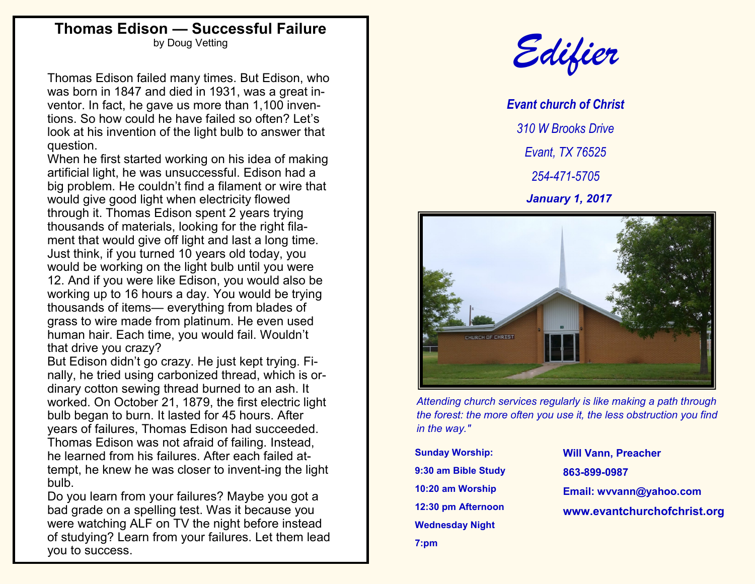## Thomas Edison — Successful Failure

by Doug Vetting

Thomas Edison failed many times. But Edison, who was born in 1847 and died in 1931, was a great inventor. In fact, he gave us more than 1,100 inventions. So how could he have failed so often? Let's look at his invention of the light bulb to answer that question.

When he first started working on his idea of making artificial light, he was unsuccessful. Edison had a big problem. He couldn't find a filament or wire that would give good light when electricity flowed through it. Thomas Edison spent 2 years trying thousands of materials, looking for the right filament that would give off light and last a long time. Just think, if you turned 10 years old today, you would be working on the light bulb until you were 12. And if you were like Edison, you would also be working up to 16 hours a day. You would be trying thousands of items— everything from blades of grass to wire made from platinum. He even used human hair. Each time, you would fail. Wouldn't that drive you crazy?

But Edison didn't go crazy. He just kept trying. Finally, he tried using carbonized thread, which is ordinary cotton sewing thread burned to an ash. It worked. On October 21, 1879, the first electric light bulb began to burn. It lasted for 45 hours. After years of failures, Thomas Edison had succeeded. Thomas Edison was not afraid of failing. Instead, he learned from his failures. After each failed attempt, he knew he was closer to invent-ing the light bulb.

Do you learn from your failures? Maybe you got a bad grade on a spelling test. Was it because you were watching ALF on TV the night before instead of studying? Learn from your failures. Let them lead you to success.

# *Edifier*

***Evant church of Christ***

*310 W Brooks Drive*

*Evant, TX 76525*

*254-471-5705*

***January 1, 2017***

*Attending church services regularly is like making a path through the forest: the more often you use it, the less obstruction you find in the way."*

**Sunday Worship:**

**9:30 am Bible Study**

**10:20 am Worship**

**12:30 pm Afternoon**

**Wednesday Night**

**7:pm**

**Will Vann, Preacher**

**863-899-0987**

**Email: wvvann@yahoo.com**

**www.evantchurchofchrist.org**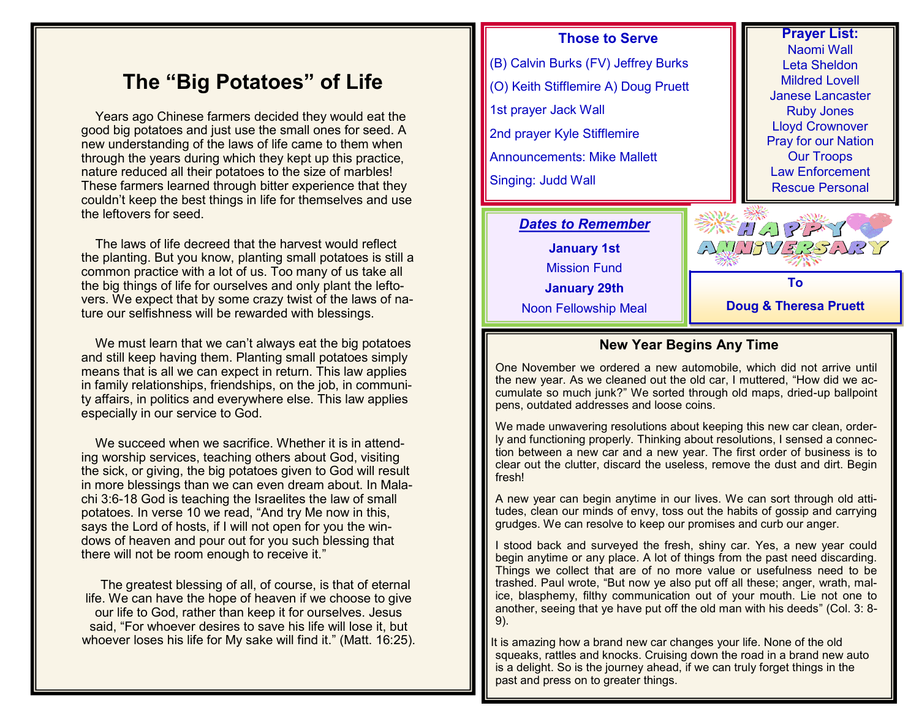# The "Big Potatoes" of Life

Years ago Chinese farmers decided they would eat the good big potatoes and just use the small ones for seed. A new understanding of the laws of life came to them when through the years during which they kept up this practice, nature reduced all their potatoes to the size of marbles! These farmers learned through bitter experience that they couldn't keep the best things in life for themselves and use the leftovers for seed.

The laws of life decreed that the harvest would reflect the planting. But you know, planting small potatoes is still a common practice with a lot of us. Too many of us take all the big things of life for ourselves and only plant the leftovers. We expect that by some crazy twist of the laws of nature our selfishness will be rewarded with blessings.

We must learn that we can't always eat the big potatoes and still keep having them. Planting small potatoes simply means that is all we can expect in return. This law applies in family relationships, friendships, on the job, in community affairs, in politics and everywhere else. This law applies especially in our service to God.

We succeed when we sacrifice. Whether it is in attending worship services, teaching others about God, visiting the sick, or giving, the big potatoes given to God will result in more blessings than we can even dream about. In Malachi 3:6-18 God is teaching the Israelites the law of small potatoes. In verse 10 we read, "And try Me now in this, says the Lord of hosts, if I will not open for you the windows of heaven and pour out for you such blessing that there will not be room enough to receive it."

The greatest blessing of all, of course, is that of eternal life. We can have the hope of heaven if we choose to give our life to God, rather than keep it for ourselves. Jesus said, "For whoever desires to save his life will lose it, but whoever loses his life for My sake will find it." (Matt. 16:25).

## Those to Serve

(B) Calvin Burks (FV) Jeffrey Burks

(O) Keith Stifflemire A) Doug Pruett

1st prayer Jack Wall

2nd prayer Kyle Stifflemire

Announcements: Mike Mallett

Singing: Judd Wall

## Prayer List:

Naomi Wall
Leta Sheldon
Mildred Lovell
Janese Lancaster
Ruby Jones
Lloyd Crownover
Pray for our Nation
Our Troops
Law Enforcement
Rescue Personal

## *Dates to Remember*

**January 1st**
Mission Fund

**January 29th**
Noon Fellowship Meal

HAPPY ANNIVERSARY

**To**

**Doug & Theresa Pruett**

## New Year Begins Any Time

One November we ordered a new automobile, which did not arrive until the new year. As we cleaned out the old car, I muttered, "How did we accumulate so much junk?" We sorted through old maps, dried-up ballpoint pens, outdated addresses and loose coins.

We made unwavering resolutions about keeping this new car clean, orderly and functioning properly. Thinking about resolutions, I sensed a connection between a new car and a new year. The first order of business is to clear out the clutter, discard the useless, remove the dust and dirt. Begin fresh!

A new year can begin anytime in our lives. We can sort through old attitudes, clean our minds of envy, toss out the habits of gossip and carrying grudges. We can resolve to keep our promises and curb our anger.

I stood back and surveyed the fresh, shiny car. Yes, a new year could begin anytime or any place. A lot of things from the past need discarding. Things we collect that are of no more value or usefulness need to be trashed. Paul wrote, "But now ye also put off all these; anger, wrath, malice, blasphemy, filthy communication out of your mouth. Lie not one to another, seeing that ye have put off the old man with his deeds" (Col. 3: 8-9).

It is amazing how a brand new car changes your life. None of the old squeaks, rattles and knocks. Cruising down the road in a brand new auto is a delight. So is the journey ahead, if we can truly forget things in the past and press on to greater things.